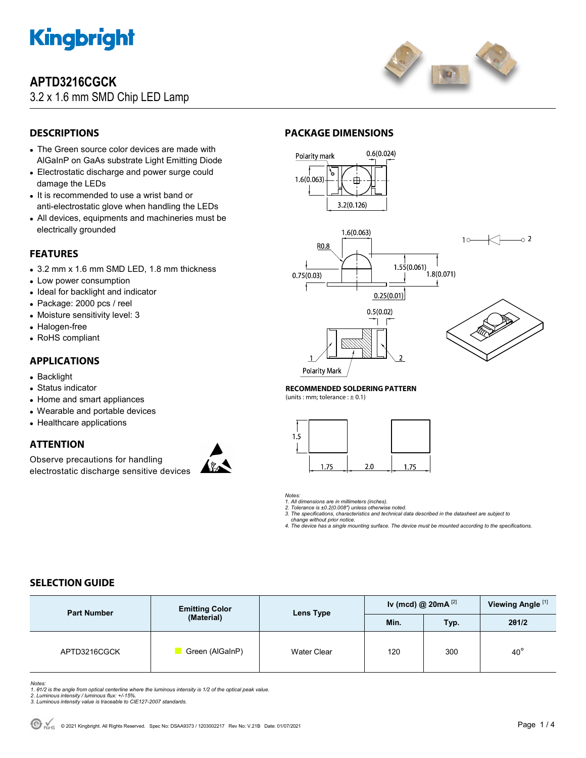# APTD3216CGCK

3.2 x 1.6 mm SMD Chip LED Lamp

## DESCRIPTIONS

- The Green source color devices are made with AlGaInP on GaAs substrate Light Emitting Diode
- Electrostatic discharge and power surge could damage the LEDs
- It is recommended to use a wrist band or anti-electrostatic glove when handling the LEDs
- All devices, equipments and machineries must be electrically grounded

## FEATURES

- 3.2 mm x 1.6 mm SMD LED, 1.8 mm thickness
- Low power consumption
- Ideal for backlight and indicator
- Package: 2000 pcs / reel
- Moisture sensitivity level: 3
- Halogen-free
- RoHS compliant

## APPLICATIONS

- Backlight
- Status indicator
- Home and smart appliances
- Wearable and portable devices
- Healthcare applications

## ATTENTION

Observe precautions for handling electrostatic discharge sensitive devices

## PACKAGE DIMENSIONS

Polarity mark 0.6(0.024) 1.6(0.063) 3.2(0.126)

1.6(0.063) R0.8 0.75(0.03) 1.55(0.061) 1.8(0.071) 0.25(0.01)

0.5(0.02) 1 2 Polarity Mark

### RECOMMENDED SOLDERING PATTERN

(units : mm; tolerance : ± 0.1)

1.5 1.75 2.0 1.75

*Notes:*
*1. All dimensions are in millimeters (inches).*
*2. Tolerance is ±0.2(0.008") unless otherwise noted.*
*3. The specifications, characteristics and technical data described in the datasheet are subject to change without prior notice.*
*4. The device has a single mounting surface. The device must be mounted according to the specifications.*

## SELECTION GUIDE

| Part Number | Emitting Color (Material) | Lens Type | Iv (mcd) @ 20mA [2] | | Viewing Angle [1] |
|---|---|---|---|---|---|
| | | | Min. | Typ. | 2θ1/2 |
| APTD3216CGCK | Green (AlGaInP) | Water Clear | 120 | 300 | 40° |

*Notes:*
*1. θ1/2 is the angle from optical centerline where the luminous intensity is 1/2 of the optical peak value.*
*2. Luminous intensity / luminous flux: +/-15%.*
*3. Luminous intensity value is traceable to CIE127-2007 standards.*

© 2021 Kingbright. All Rights Reserved. Spec No: DSAA9373 / 1203002217 Rev No: V.21B Date: 01/07/2021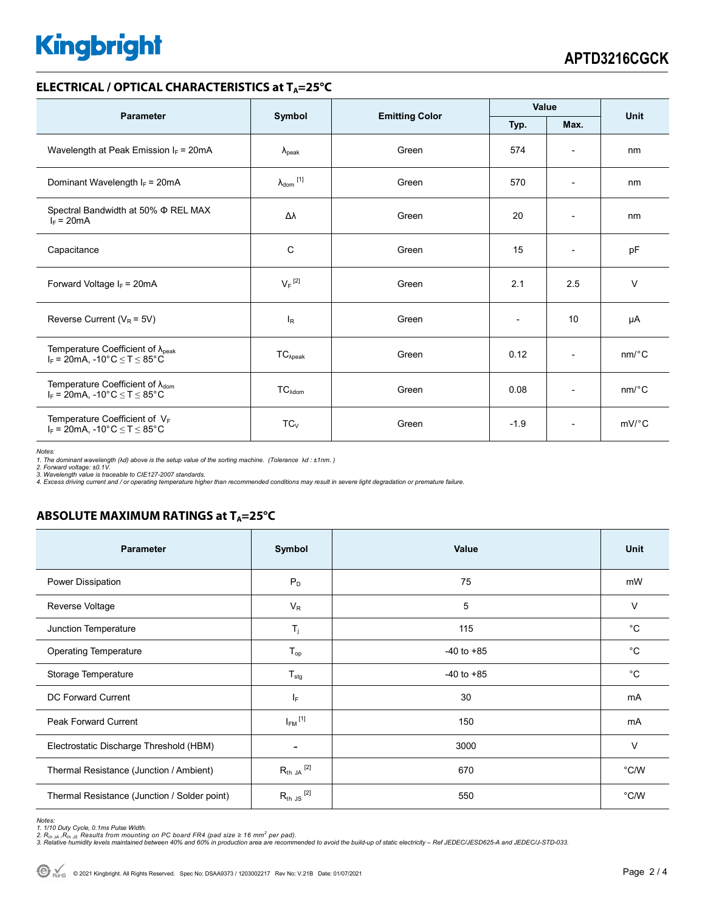## ELECTRICAL / OPTICAL CHARACTERISTICS at $T_A$=25°C

| Parameter | Symbol | Emitting Color | Value | | Unit |
|---|---|---|---|---|---|
| | | | Typ. | Max. | |
| Wavelength at Peak Emission $I_F$ = 20mA | $\lambda_{peak}$ | Green | 574 | - | nm |
| Dominant Wavelength $I_F$ = 20mA | $\lambda_{dom}$ [1] | Green | 570 | - | nm |
| Spectral Bandwidth at 50% Φ REL MAX $I_F$ = 20mA | Δλ | Green | 20 | - | nm |
| Capacitance | C | Green | 15 | - | pF |
| Forward Voltage $I_F$ = 20mA | $V_F$ [2] | Green | 2.1 | 2.5 | V |
| Reverse Current ($V_R$ = 5V) | $I_R$ | Green | - | 10 | μA |
| Temperature Coefficient of $\lambda_{peak}$ $I_F$ = 20mA, -10°C ≤ T ≤ 85°C | $TC_{\lambda peak}$ | Green | 0.12 | - | nm/°C |
| Temperature Coefficient of $\lambda_{dom}$ $I_F$ = 20mA, -10°C ≤ T ≤ 85°C | $TC_{\lambda dom}$ | Green | 0.08 | - | nm/°C |
| Temperature Coefficient of $V_F$ $I_F$ = 20mA, -10°C ≤ T ≤ 85°C | $TC_V$ | Green | -1.9 | - | mV/°C |

*Notes:*
*1. The dominant wavelength (λd) above is the setup value of the sorting machine. (Tolerance λd : ±1nm. )*
*2. Forward voltage: ±0.1V.*
*3. Wavelength value is traceable to CIE127-2007 standards.*
*4. Excess driving current and / or operating temperature higher than recommended conditions may result in severe light degradation or premature failure.*

## ABSOLUTE MAXIMUM RATINGS at $T_A$=25°C

| Parameter | Symbol | Value | Unit |
|---|---|---|---|
| Power Dissipation | $P_D$ | 75 | mW |
| Reverse Voltage | $V_R$ | 5 | V |
| Junction Temperature | $T_j$ | 115 | °C |
| Operating Temperature | $T_{op}$ | -40 to +85 | °C |
| Storage Temperature | $T_{stg}$ | -40 to +85 | °C |
| DC Forward Current | $I_F$ | 30 | mA |
| Peak Forward Current | $I_{FM}$ [1] | 150 | mA |
| Electrostatic Discharge Threshold (HBM) | - | 3000 | V |
| Thermal Resistance (Junction / Ambient) | $R_{th\ JA}$ [2] | 670 | °C/W |
| Thermal Resistance (Junction / Solder point) | $R_{th\ JS}$ [2] | 550 | °C/W |

*Notes:*
*1. 1/10 Duty Cycle, 0.1ms Pulse Width.*
*2. $R_{th\ JA}$ ,$R_{th\ JS}$ Results from mounting on PC board FR4 (pad size ≥ 16 $mm^2$ per pad).*
*3. Relative humidity levels maintained between 40% and 60% in production area are recommended to avoid the build-up of static electricity – Ref JEDEC/JESD625-A and JEDEC/J-STD-033.*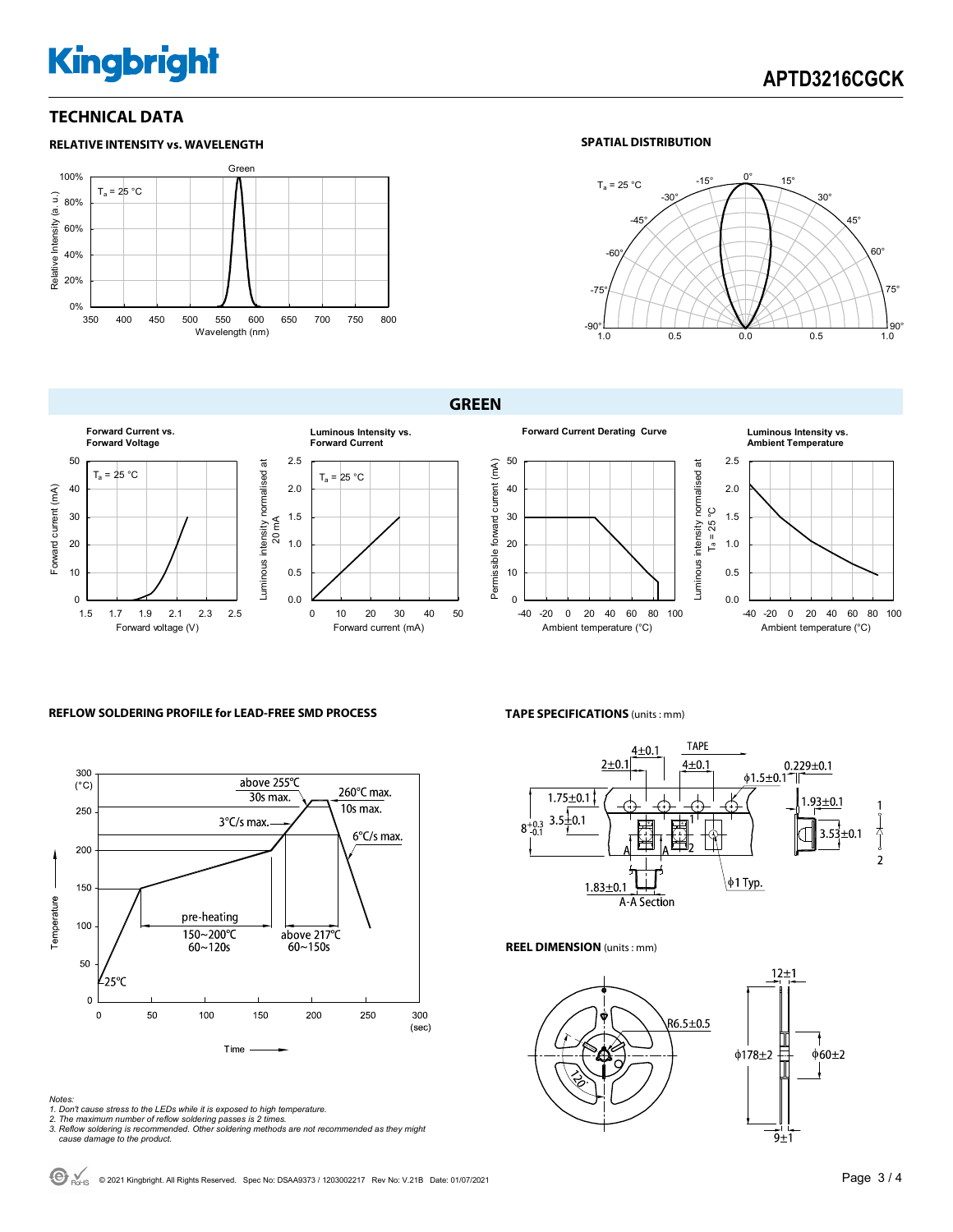## TECHNICAL DATA

### RELATIVE INTENSITY vs. WAVELENGTH

### SPATIAL DISTRIBUTION

## GREEN

**Forward Current vs. Forward Voltage**

**Luminous Intensity vs. Forward Current**

**Forward Current Derating Curve**

**Luminous Intensity vs. Ambient Temperature**

### REFLOW SOLDERING PROFILE for LEAD-FREE SMD PROCESS

### TAPE SPECIFICATIONS (units : mm)

### REEL DIMENSION (units : mm)

*Notes:*
*1. Don't cause stress to the LEDs while it is exposed to high temperature.*
*2. The maximum number of reflow soldering passes is 2 times.*
*3. Reflow soldering is recommended. Other soldering methods are not recommended as they might cause damage to the product.*

© 2021 Kingbright. All Rights Reserved. Spec No: DSAA9373 / 1203002217 Rev No: V.21B Date: 01/07/2021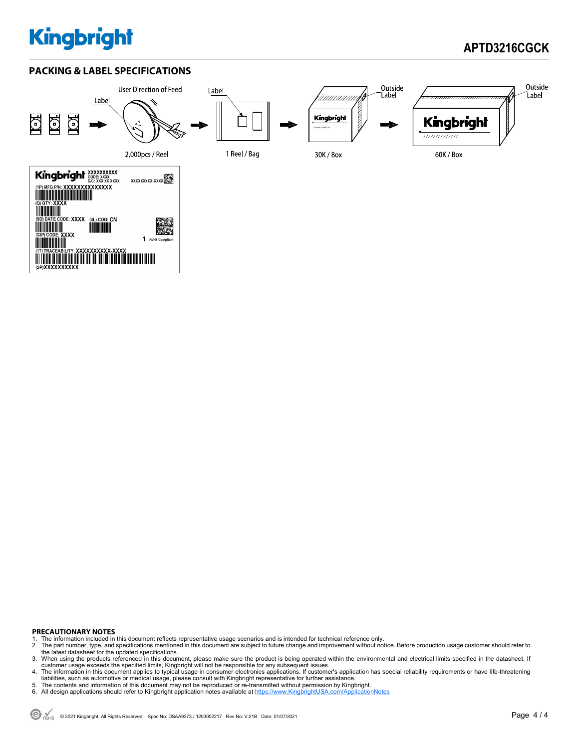## PACKING & LABEL SPECIFICATIONS

User Direction of Feed

Label

Label

Outside Label

Outside Label

2,000pcs / Reel

1 Reel / Bag

30K / Box

60K / Box

Kingbright XXXXXXXXXX CODE: XXXX D/C: XXX XX XXXX XXXXXXXXX-XXXX

(1P) MFG P/N: XXXXXXXXXXXXXX

(Q) QTY: XXXX

(9D) DATE CODE: XXXX (4L) COO: CN

(33P) CODE: XXXX

1 RoHS Compliant

(1T) TRACEABILITY: XXXXXXXXXX-XXXX

(SP)XXXXXXXXXX

**PRECAUTIONARY NOTES**

1. The information included in this document reflects representative usage scenarios and is intended for technical reference only.
2. The part number, type, and specifications mentioned in this document are subject to future change and improvement without notice. Before production usage customer should refer to the latest datasheet for the updated specifications.
3. When using the products referenced in this document, please make sure the product is being operated within the environmental and electrical limits specified in the datasheet. If customer usage exceeds the specified limits, Kingbright will not be responsible for any subsequent issues.
4. The information in this document applies to typical usage in consumer electronics applications. If customer's application has special reliability requirements or have life-threatening liabilities, such as automotive or medical usage, please consult with Kingbright representative for further assistance.
5. The contents and information of this document may not be reproduced or re-transmitted without permission by Kingbright.
6. All design applications should refer to Kingbright application notes available at https://www.KingbrightUSA.com/ApplicationNotes

© 2021 Kingbright. All Rights Reserved. Spec No: DSAA9373 / 1203002217 Rev No: V.21B Date: 01/07/2021